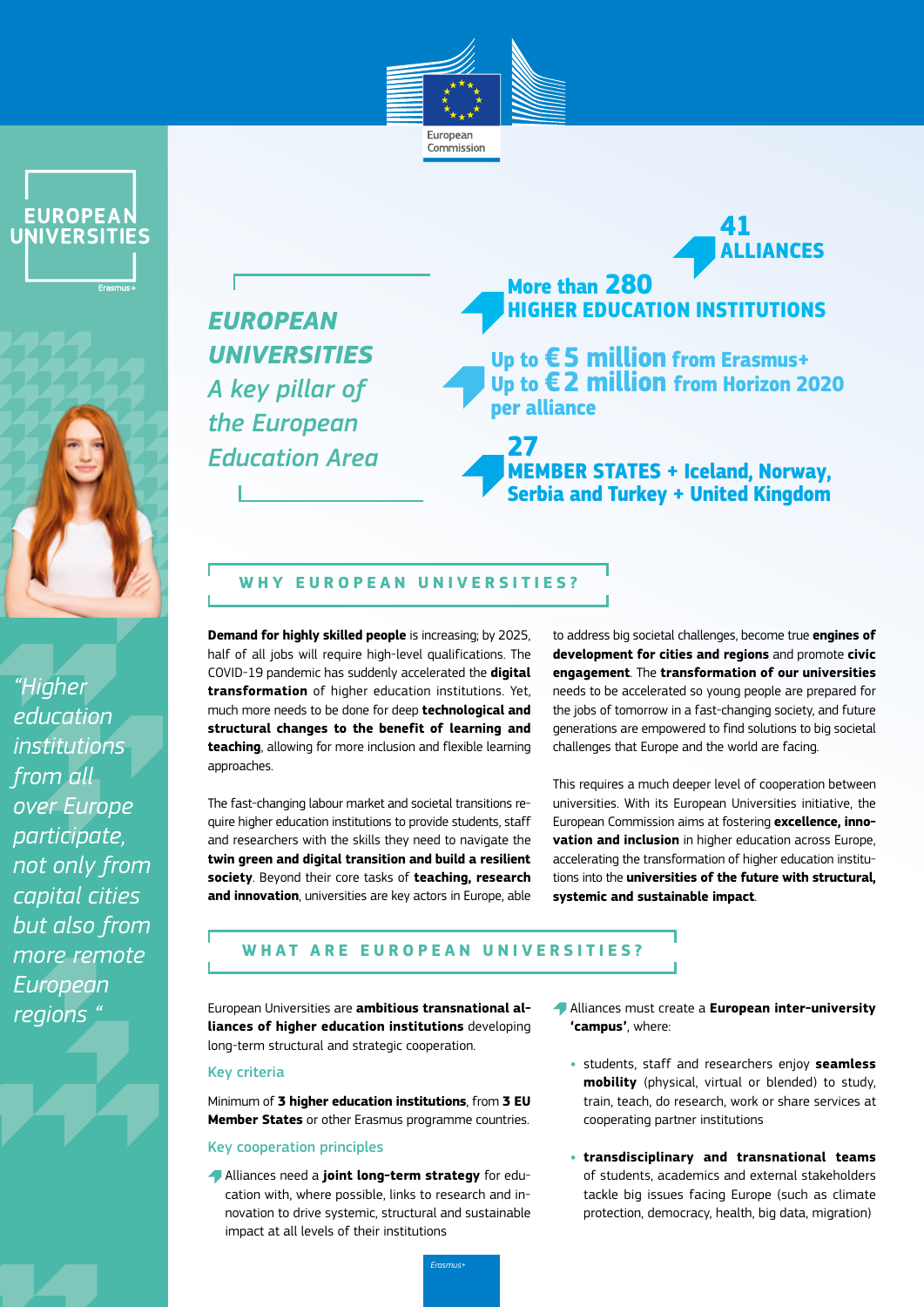European Commission

EUROPEAN UNIVERSITIES

# *EUROPEAN UNIVERSITIES A key pillar of the European Education Area*

**41 ALLIANCES**

**More than 280 HIGHER EDUCATION INSTITUTIONS**

**Up to € 5 million from Erasmus+**
**Up to € 2 million from Horizon 2020**
**per alliance**

**27 MEMBER STATES + Iceland, Norway, Serbia and Turkey + United Kingdom**

*"Higher education institutions from all over Europe participate, not only from capital cities but also from more remote European regions "*

## WHY EUROPEAN UNIVERSITIES?

**Demand for highly skilled people** is increasing; by 2025, half of all jobs will require high-level qualifications. The COVID-19 pandemic has suddenly accelerated the **digital transformation** of higher education institutions. Yet, much more needs to be done for deep **technological and structural changes to the benefit of learning and teaching**, allowing for more inclusion and flexible learning approaches.

The fast-changing labour market and societal transitions require higher education institutions to provide students, staff and researchers with the skills they need to navigate the **twin green and digital transition and build a resilient society**. Beyond their core tasks of **teaching, research and innovation**, universities are key actors in Europe, able to address big societal challenges, become true **engines of development for cities and regions** and promote **civic engagement**. The **transformation of our universities** needs to be accelerated so young people are prepared for the jobs of tomorrow in a fast-changing society, and future generations are empowered to find solutions to big societal challenges that Europe and the world are facing.

This requires a much deeper level of cooperation between universities. With its European Universities initiative, the European Commission aims at fostering **excellence, innovation and inclusion** in higher education across Europe, accelerating the transformation of higher education institutions into the **universities of the future with structural, systemic and sustainable impact**.

## WHAT ARE EUROPEAN UNIVERSITIES?

European Universities are **ambitious transnational alliances of higher education institutions** developing long-term structural and strategic cooperation.

### Key criteria

Minimum of **3 higher education institutions**, from **3 EU Member States** or other Erasmus programme countries.

### Key cooperation principles

- Alliances need a **joint long-term strategy** for education with, where possible, links to research and innovation to drive systemic, structural and sustainable impact at all levels of their institutions
- Alliances must create a **European inter-university 'campus'**, where:
  - students, staff and researchers enjoy **seamless mobility** (physical, virtual or blended) to study, train, teach, do research, work or share services at cooperating partner institutions
  - **transdisciplinary and transnational teams** of students, academics and external stakeholders tackle big issues facing Europe (such as climate protection, democracy, health, big data, migration)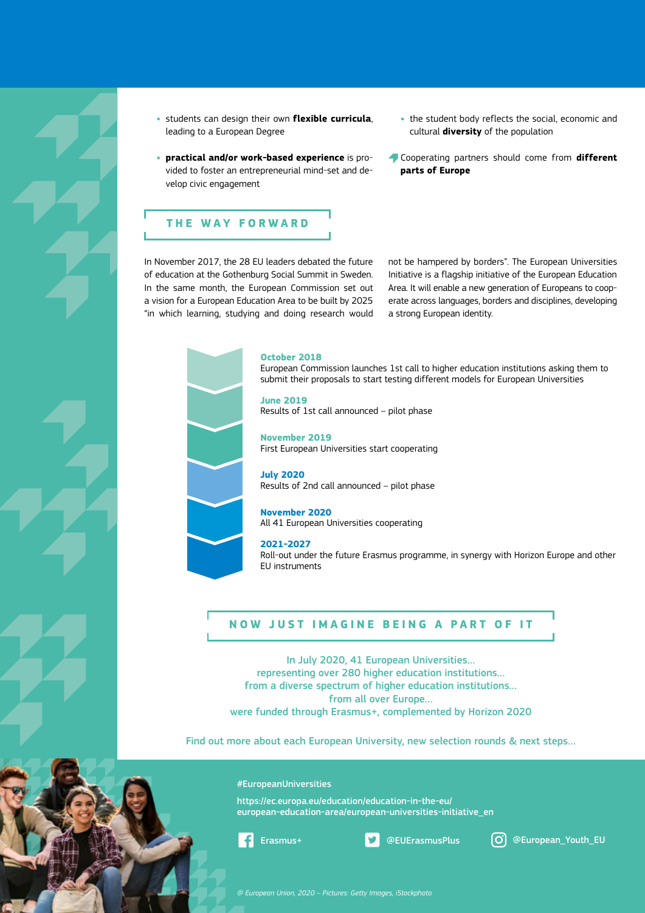- students can design their own **flexible curricula**, leading to a European Degree
- **practical and/or work-based experience** is provided to foster an entrepreneurial mind-set and develop civic engagement
- the student body reflects the social, economic and cultural **diversity** of the population

Cooperating partners should come from **different parts of Europe**

## THE WAY FORWARD

In November 2017, the 28 EU leaders debated the future of education at the Gothenburg Social Summit in Sweden. In the same month, the European Commission set out a vision for a European Education Area to be built by 2025 "in which learning, studying and doing research would not be hampered by borders". The European Universities Initiative is a flagship initiative of the European Education Area. It will enable a new generation of Europeans to cooperate across languages, borders and disciplines, developing a strong European identity.

**October 2018**
European Commission launches 1st call to higher education institutions asking them to submit their proposals to start testing different models for European Universities

**June 2019**
Results of 1st call announced – pilot phase

**November 2019**
First European Universities start cooperating

**July 2020**
Results of 2nd call announced – pilot phase

**November 2020**
All 41 European Universities cooperating

**2021-2027**
Roll-out under the future Erasmus programme, in synergy with Horizon Europe and other EU instruments

## NOW JUST IMAGINE BEING A PART OF IT

In July 2020, 41 European Universities…
representing over 280 higher education institutions…
from a diverse spectrum of higher education institutions…
from all over Europe…
were funded through Erasmus+, complemented by Horizon 2020

Find out more about each European University, new selection rounds & next steps…

#EuropeanUniversities

https://ec.europa.eu/education/education-in-the-eu/european-education-area/european-universities-initiative_en

Erasmus+ &nbsp; @EUErasmusPlus &nbsp; @European_Youth_EU

*© European Union, 2020 – Pictures: Getty Images, iStockphoto*